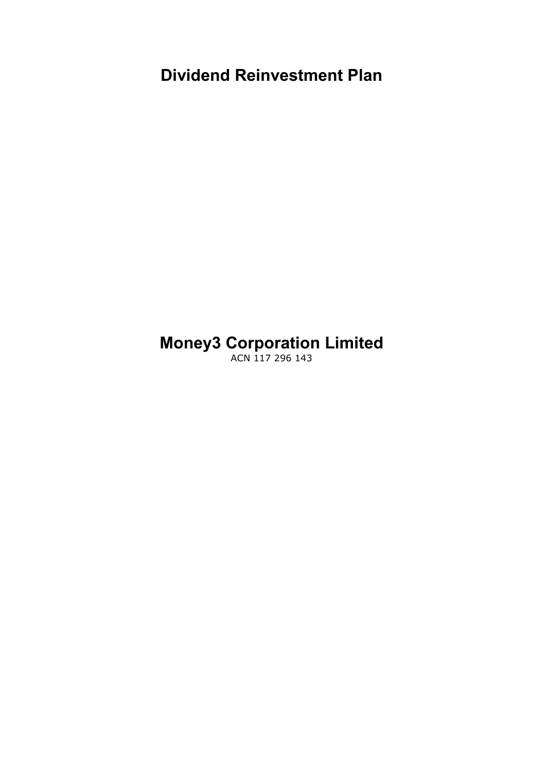# Dividend Reinvestment Plan

# Money3 Corporation Limited

ACN 117 296 143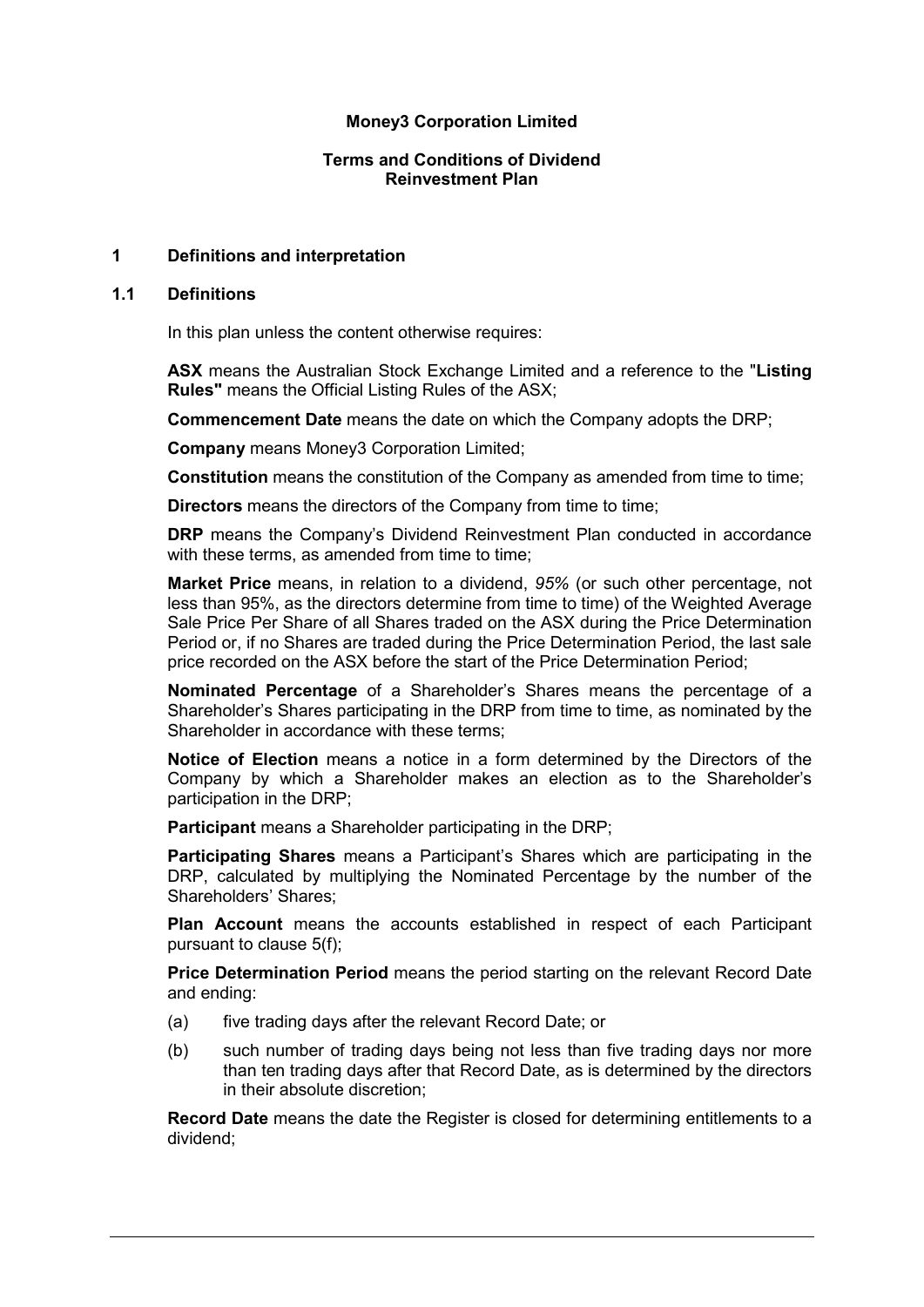**Money3 Corporation Limited**

**Terms and Conditions of Dividend Reinvestment Plan**

## 1 Definitions and interpretation

### 1.1 Definitions

In this plan unless the content otherwise requires:

**ASX** means the Australian Stock Exchange Limited and a reference to the "**Listing Rules"** means the Official Listing Rules of the ASX;

**Commencement Date** means the date on which the Company adopts the DRP;

**Company** means Money3 Corporation Limited;

**Constitution** means the constitution of the Company as amended from time to time;

**Directors** means the directors of the Company from time to time;

**DRP** means the Company's Dividend Reinvestment Plan conducted in accordance with these terms, as amended from time to time;

**Market Price** means, in relation to a dividend, *95%* (or such other percentage, not less than 95%, as the directors determine from time to time) of the Weighted Average Sale Price Per Share of all Shares traded on the ASX during the Price Determination Period or, if no Shares are traded during the Price Determination Period, the last sale price recorded on the ASX before the start of the Price Determination Period;

**Nominated Percentage** of a Shareholder's Shares means the percentage of a Shareholder's Shares participating in the DRP from time to time, as nominated by the Shareholder in accordance with these terms;

**Notice of Election** means a notice in a form determined by the Directors of the Company by which a Shareholder makes an election as to the Shareholder's participation in the DRP;

**Participant** means a Shareholder participating in the DRP;

**Participating Shares** means a Participant's Shares which are participating in the DRP, calculated by multiplying the Nominated Percentage by the number of the Shareholders' Shares;

**Plan Account** means the accounts established in respect of each Participant pursuant to clause 5(f);

**Price Determination Period** means the period starting on the relevant Record Date and ending:

(a) five trading days after the relevant Record Date; or

(b) such number of trading days being not less than five trading days nor more than ten trading days after that Record Date, as is determined by the directors in their absolute discretion;

**Record Date** means the date the Register is closed for determining entitlements to a dividend;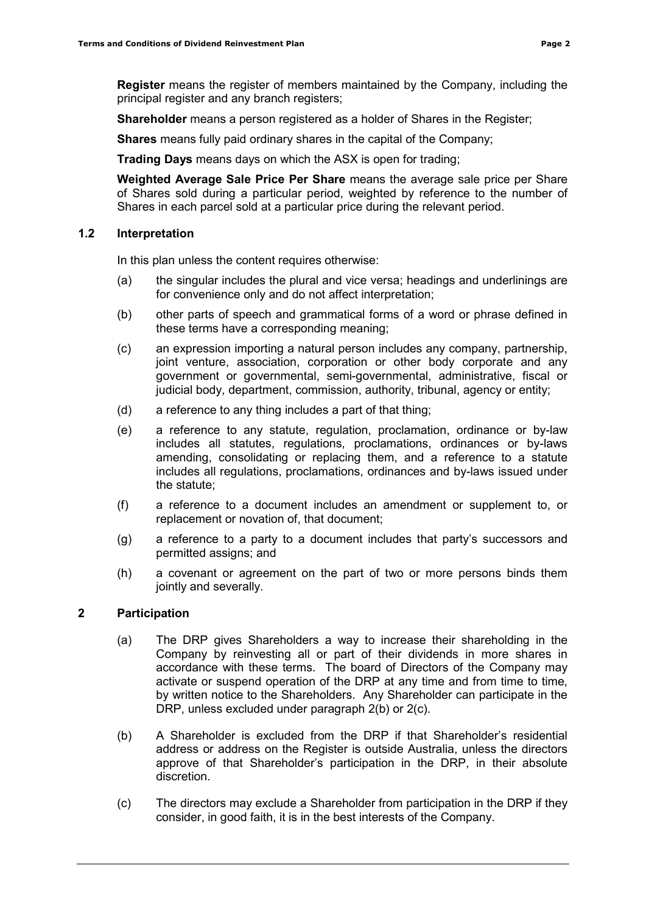**Register** means the register of members maintained by the Company, including the principal register and any branch registers;

**Shareholder** means a person registered as a holder of Shares in the Register;

**Shares** means fully paid ordinary shares in the capital of the Company;

**Trading Days** means days on which the ASX is open for trading;

**Weighted Average Sale Price Per Share** means the average sale price per Share of Shares sold during a particular period, weighted by reference to the number of Shares in each parcel sold at a particular price during the relevant period.

### 1.2 Interpretation

In this plan unless the content requires otherwise:

(a) the singular includes the plural and vice versa; headings and underlinings are for convenience only and do not affect interpretation;

(b) other parts of speech and grammatical forms of a word or phrase defined in these terms have a corresponding meaning;

(c) an expression importing a natural person includes any company, partnership, joint venture, association, corporation or other body corporate and any government or governmental, semi-governmental, administrative, fiscal or judicial body, department, commission, authority, tribunal, agency or entity;

(d) a reference to any thing includes a part of that thing;

(e) a reference to any statute, regulation, proclamation, ordinance or by-law includes all statutes, regulations, proclamations, ordinances or by-laws amending, consolidating or replacing them, and a reference to a statute includes all regulations, proclamations, ordinances and by-laws issued under the statute;

(f) a reference to a document includes an amendment or supplement to, or replacement or novation of, that document;

(g) a reference to a party to a document includes that party's successors and permitted assigns; and

(h) a covenant or agreement on the part of two or more persons binds them jointly and severally.

## 2 Participation

(a) The DRP gives Shareholders a way to increase their shareholding in the Company by reinvesting all or part of their dividends in more shares in accordance with these terms. The board of Directors of the Company may activate or suspend operation of the DRP at any time and from time to time, by written notice to the Shareholders. Any Shareholder can participate in the DRP, unless excluded under paragraph 2(b) or 2(c).

(b) A Shareholder is excluded from the DRP if that Shareholder's residential address or address on the Register is outside Australia, unless the directors approve of that Shareholder's participation in the DRP, in their absolute discretion.

(c) The directors may exclude a Shareholder from participation in the DRP if they consider, in good faith, it is in the best interests of the Company.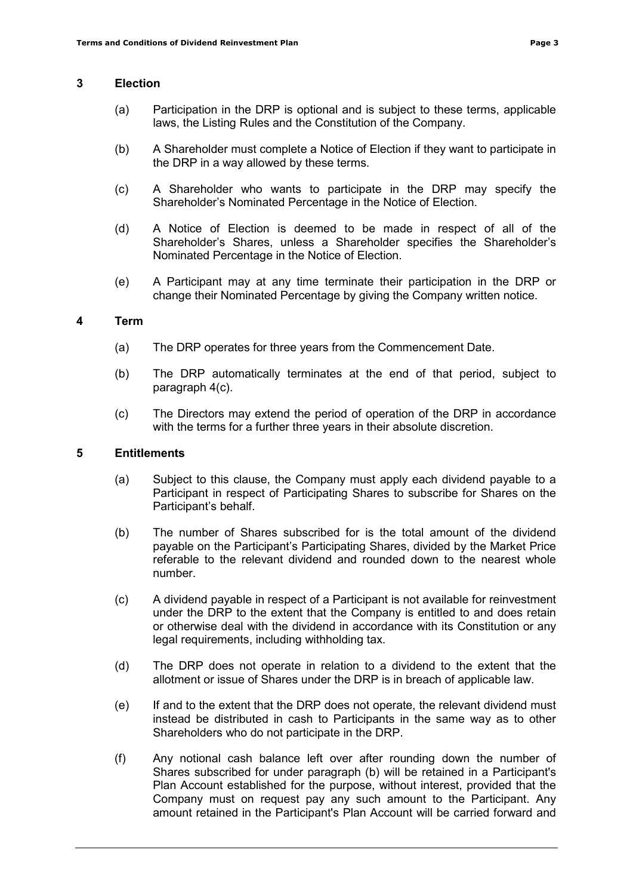## 3 Election

(a) Participation in the DRP is optional and is subject to these terms, applicable laws, the Listing Rules and the Constitution of the Company.

(b) A Shareholder must complete a Notice of Election if they want to participate in the DRP in a way allowed by these terms.

(c) A Shareholder who wants to participate in the DRP may specify the Shareholder's Nominated Percentage in the Notice of Election.

(d) A Notice of Election is deemed to be made in respect of all of the Shareholder's Shares, unless a Shareholder specifies the Shareholder's Nominated Percentage in the Notice of Election.

(e) A Participant may at any time terminate their participation in the DRP or change their Nominated Percentage by giving the Company written notice.

## 4 Term

(a) The DRP operates for three years from the Commencement Date.

(b) The DRP automatically terminates at the end of that period, subject to paragraph 4(c).

(c) The Directors may extend the period of operation of the DRP in accordance with the terms for a further three years in their absolute discretion.

## 5 Entitlements

(a) Subject to this clause, the Company must apply each dividend payable to a Participant in respect of Participating Shares to subscribe for Shares on the Participant's behalf.

(b) The number of Shares subscribed for is the total amount of the dividend payable on the Participant's Participating Shares, divided by the Market Price referable to the relevant dividend and rounded down to the nearest whole number.

(c) A dividend payable in respect of a Participant is not available for reinvestment under the DRP to the extent that the Company is entitled to and does retain or otherwise deal with the dividend in accordance with its Constitution or any legal requirements, including withholding tax.

(d) The DRP does not operate in relation to a dividend to the extent that the allotment or issue of Shares under the DRP is in breach of applicable law.

(e) If and to the extent that the DRP does not operate, the relevant dividend must instead be distributed in cash to Participants in the same way as to other Shareholders who do not participate in the DRP.

(f) Any notional cash balance left over after rounding down the number of Shares subscribed for under paragraph (b) will be retained in a Participant's Plan Account established for the purpose, without interest, provided that the Company must on request pay any such amount to the Participant. Any amount retained in the Participant's Plan Account will be carried forward and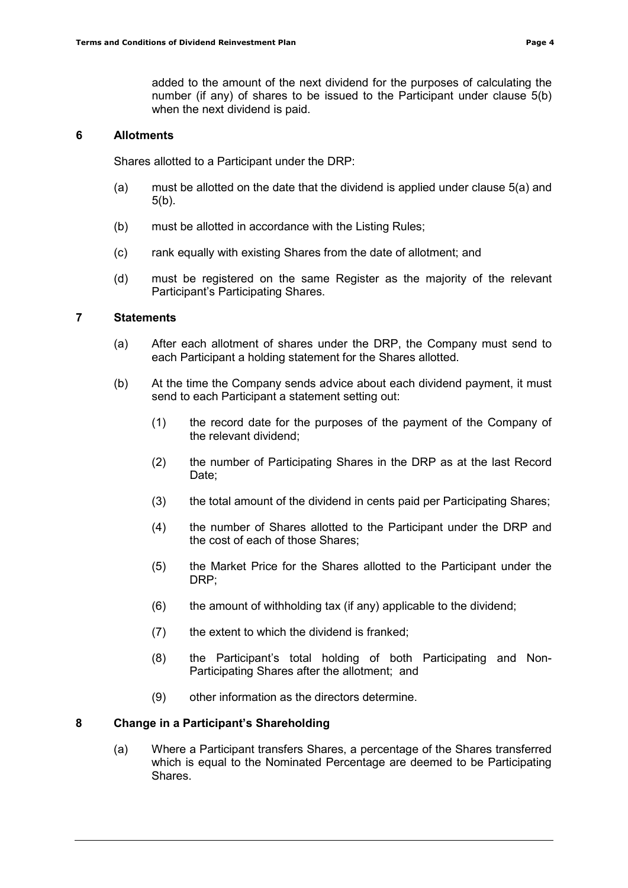added to the amount of the next dividend for the purposes of calculating the number (if any) of shares to be issued to the Participant under clause 5(b) when the next dividend is paid.

## 6 Allotments

Shares allotted to a Participant under the DRP:

(a) must be allotted on the date that the dividend is applied under clause 5(a) and 5(b).

(b) must be allotted in accordance with the Listing Rules;

(c) rank equally with existing Shares from the date of allotment; and

(d) must be registered on the same Register as the majority of the relevant Participant's Participating Shares.

## 7 Statements

(a) After each allotment of shares under the DRP, the Company must send to each Participant a holding statement for the Shares allotted.

(b) At the time the Company sends advice about each dividend payment, it must send to each Participant a statement setting out:

(1) the record date for the purposes of the payment of the Company of the relevant dividend;

(2) the number of Participating Shares in the DRP as at the last Record Date;

(3) the total amount of the dividend in cents paid per Participating Shares;

(4) the number of Shares allotted to the Participant under the DRP and the cost of each of those Shares;

(5) the Market Price for the Shares allotted to the Participant under the DRP;

(6) the amount of withholding tax (if any) applicable to the dividend;

(7) the extent to which the dividend is franked;

(8) the Participant's total holding of both Participating and Non-Participating Shares after the allotment; and

(9) other information as the directors determine.

## 8 Change in a Participant's Shareholding

(a) Where a Participant transfers Shares, a percentage of the Shares transferred which is equal to the Nominated Percentage are deemed to be Participating Shares.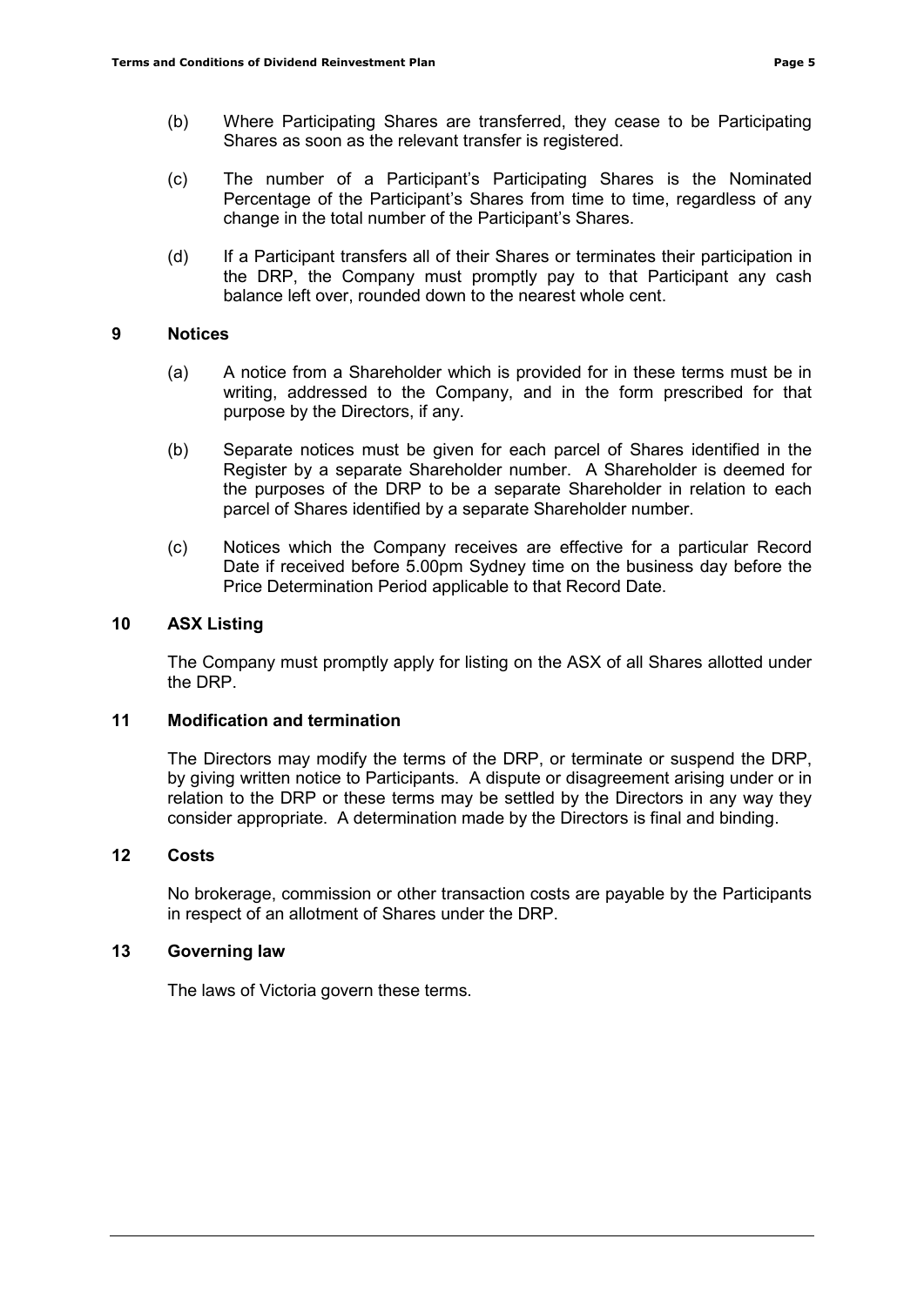(b) Where Participating Shares are transferred, they cease to be Participating Shares as soon as the relevant transfer is registered.

(c) The number of a Participant's Participating Shares is the Nominated Percentage of the Participant's Shares from time to time, regardless of any change in the total number of the Participant's Shares.

(d) If a Participant transfers all of their Shares or terminates their participation in the DRP, the Company must promptly pay to that Participant any cash balance left over, rounded down to the nearest whole cent.

## 9 Notices

(a) A notice from a Shareholder which is provided for in these terms must be in writing, addressed to the Company, and in the form prescribed for that purpose by the Directors, if any.

(b) Separate notices must be given for each parcel of Shares identified in the Register by a separate Shareholder number. A Shareholder is deemed for the purposes of the DRP to be a separate Shareholder in relation to each parcel of Shares identified by a separate Shareholder number.

(c) Notices which the Company receives are effective for a particular Record Date if received before 5.00pm Sydney time on the business day before the Price Determination Period applicable to that Record Date.

## 10 ASX Listing

The Company must promptly apply for listing on the ASX of all Shares allotted under the DRP.

## 11 Modification and termination

The Directors may modify the terms of the DRP, or terminate or suspend the DRP, by giving written notice to Participants. A dispute or disagreement arising under or in relation to the DRP or these terms may be settled by the Directors in any way they consider appropriate. A determination made by the Directors is final and binding.

## 12 Costs

No brokerage, commission or other transaction costs are payable by the Participants in respect of an allotment of Shares under the DRP.

## 13 Governing law

The laws of Victoria govern these terms.